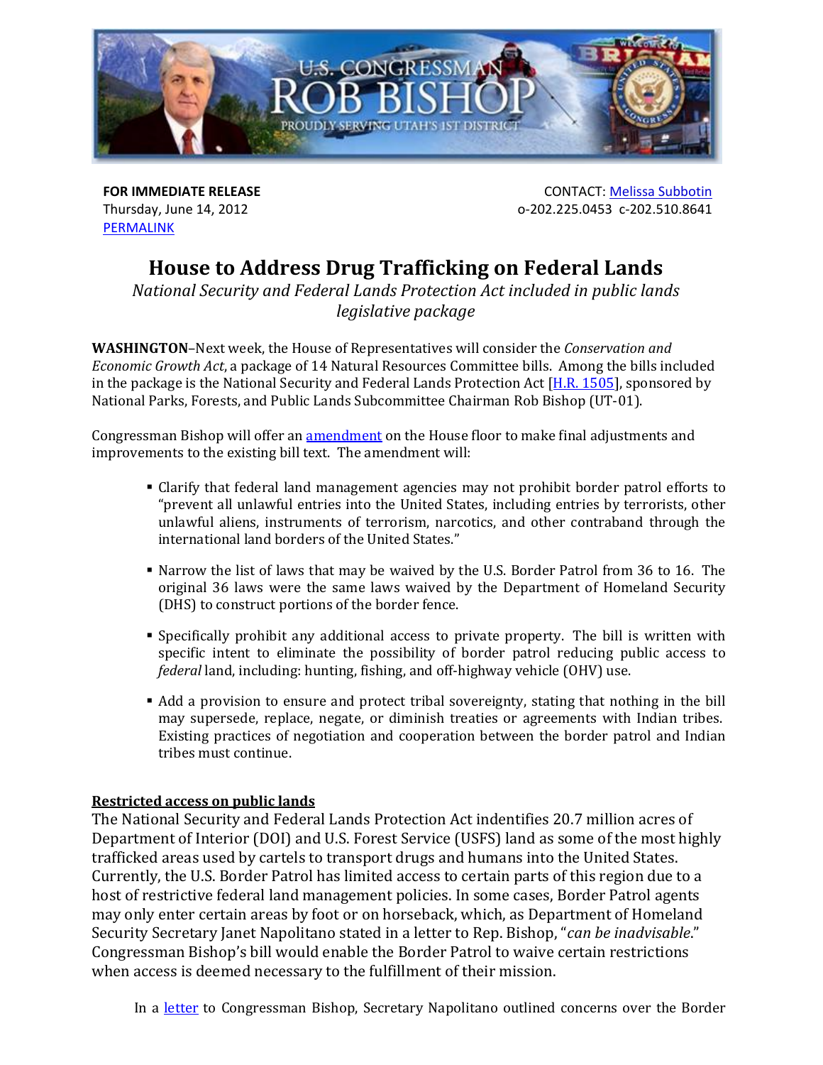**FOR IMMEDIATE RELEASE**
Thursday, June 14, 2012
[PERMALINK]

CONTACT: [Melissa Subbotin]
o-202.225.0453 c-202.510.8641

# House to Address Drug Trafficking on Federal Lands

*National Security and Federal Lands Protection Act included in public lands legislative package*

**WASHINGTON**–Next week, the House of Representatives will consider the *Conservation and Economic Growth Act*, a package of 14 Natural Resources Committee bills. Among the bills included in the package is the National Security and Federal Lands Protection Act [[H.R. 1505]], sponsored by National Parks, Forests, and Public Lands Subcommittee Chairman Rob Bishop (UT-01).

Congressman Bishop will offer an [amendment] on the House floor to make final adjustments and improvements to the existing bill text. The amendment will:

- Clarify that federal land management agencies may not prohibit border patrol efforts to "prevent all unlawful entries into the United States, including entries by terrorists, other unlawful aliens, instruments of terrorism, narcotics, and other contraband through the international land borders of the United States."
- Narrow the list of laws that may be waived by the U.S. Border Patrol from 36 to 16. The original 36 laws were the same laws waived by the Department of Homeland Security (DHS) to construct portions of the border fence.
- Specifically prohibit any additional access to private property. The bill is written with specific intent to eliminate the possibility of border patrol reducing public access to *federal* land, including: hunting, fishing, and off-highway vehicle (OHV) use.
- Add a provision to ensure and protect tribal sovereignty, stating that nothing in the bill may supersede, replace, negate, or diminish treaties or agreements with Indian tribes. Existing practices of negotiation and cooperation between the border patrol and Indian tribes must continue.

**Restricted access on public lands**

The National Security and Federal Lands Protection Act indentifies 20.7 million acres of Department of Interior (DOI) and U.S. Forest Service (USFS) land as some of the most highly trafficked areas used by cartels to transport drugs and humans into the United States. Currently, the U.S. Border Patrol has limited access to certain parts of this region due to a host of restrictive federal land management policies. In some cases, Border Patrol agents may only enter certain areas by foot or on horseback, which, as Department of Homeland Security Secretary Janet Napolitano stated in a letter to Rep. Bishop, "*can be inadvisable*." Congressman Bishop's bill would enable the Border Patrol to waive certain restrictions when access is deemed necessary to the fulfillment of their mission.

In a [letter] to Congressman Bishop, Secretary Napolitano outlined concerns over the Border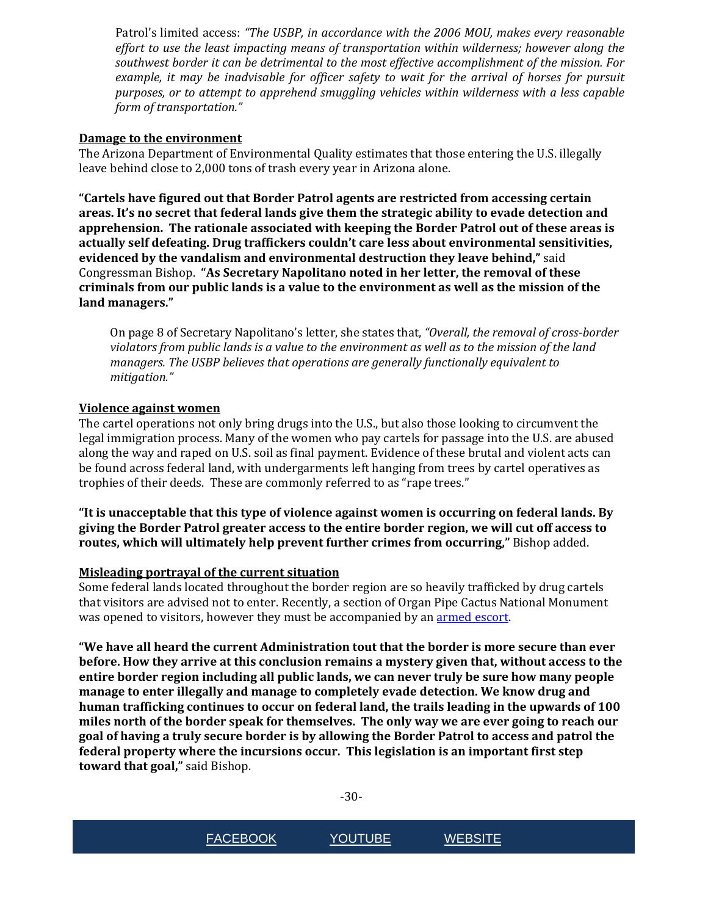Patrol's limited access: *"The USBP, in accordance with the 2006 MOU, makes every reasonable effort to use the least impacting means of transportation within wilderness; however along the southwest border it can be detrimental to the most effective accomplishment of the mission. For example, it may be inadvisable for officer safety to wait for the arrival of horses for pursuit purposes, or to attempt to apprehend smuggling vehicles within wilderness with a less capable form of transportation."*

**Damage to the environment**

The Arizona Department of Environmental Quality estimates that those entering the U.S. illegally leave behind close to 2,000 tons of trash every year in Arizona alone.

**"Cartels have figured out that Border Patrol agents are restricted from accessing certain areas. It's no secret that federal lands give them the strategic ability to evade detection and apprehension. The rationale associated with keeping the Border Patrol out of these areas is actually self defeating. Drug traffickers couldn't care less about environmental sensitivities, evidenced by the vandalism and environmental destruction they leave behind,"** said Congressman Bishop. **"As Secretary Napolitano noted in her letter, the removal of these criminals from our public lands is a value to the environment as well as the mission of the land managers."**

On page 8 of Secretary Napolitano's letter, she states that, *"Overall, the removal of cross-border violators from public lands is a value to the environment as well as to the mission of the land managers. The USBP believes that operations are generally functionally equivalent to mitigation."*

**Violence against women**

The cartel operations not only bring drugs into the U.S., but also those looking to circumvent the legal immigration process. Many of the women who pay cartels for passage into the U.S. are abused along the way and raped on U.S. soil as final payment. Evidence of these brutal and violent acts can be found across federal land, with undergarments left hanging from trees by cartel operatives as trophies of their deeds. These are commonly referred to as "rape trees."

**"It is unacceptable that this type of violence against women is occurring on federal lands. By giving the Border Patrol greater access to the entire border region, we will cut off access to routes, which will ultimately help prevent further crimes from occurring,"** Bishop added.

**Misleading portrayal of the current situation**

Some federal lands located throughout the border region are so heavily trafficked by drug cartels that visitors are advised not to enter. Recently, a section of Organ Pipe Cactus National Monument was opened to visitors, however they must be accompanied by an armed escort.

**"We have all heard the current Administration tout that the border is more secure than ever before. How they arrive at this conclusion remains a mystery given that, without access to the entire border region including all public lands, we can never truly be sure how many people manage to enter illegally and manage to completely evade detection. We know drug and human trafficking continues to occur on federal land, the trails leading in the upwards of 100 miles north of the border speak for themselves. The only way we are ever going to reach our goal of having a truly secure border is by allowing the Border Patrol to access and patrol the federal property where the incursions occur. This legislation is an important first step toward that goal,"** said Bishop.

-30-

FACEBOOK YOUTUBE WEBSITE